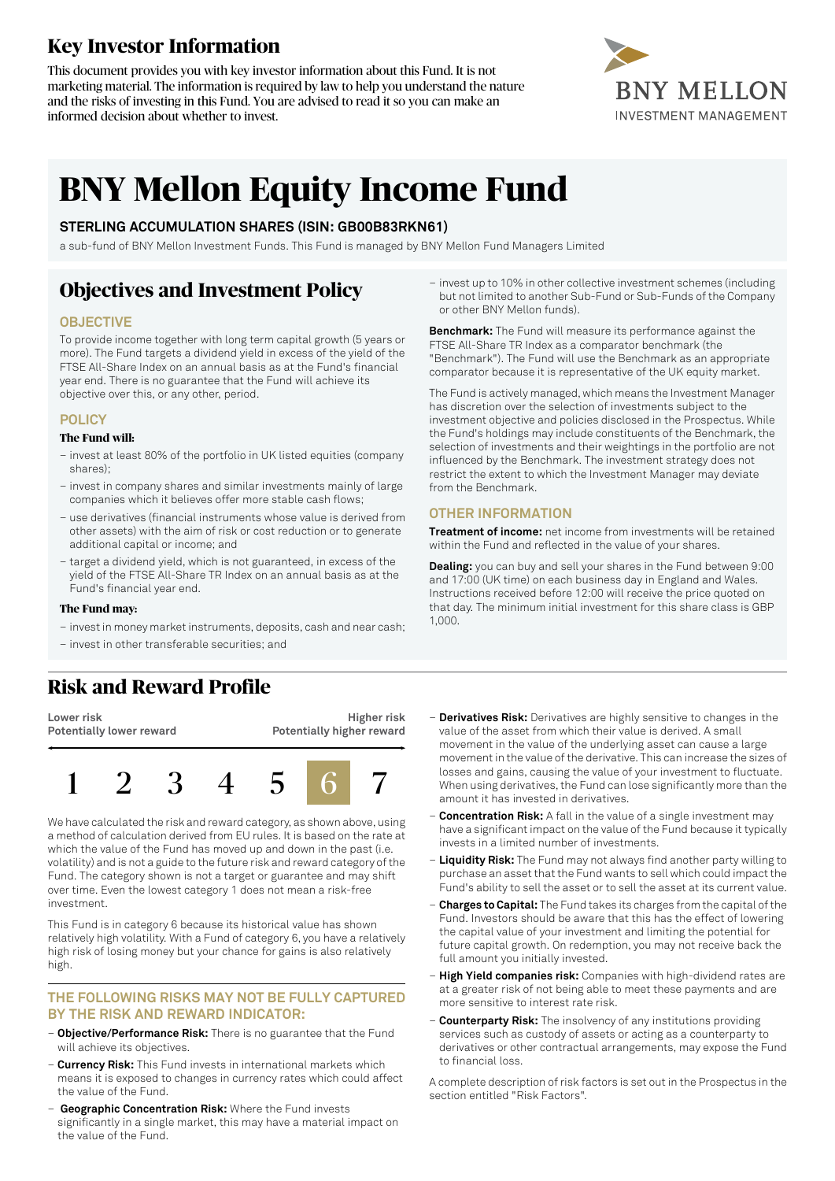# Key Investor Information

This document provides you with key investor information about this Fund. It is not marketing material. The information is required by law to help you understand the nature and the risks of investing in this Fund. You are advised to read it so you can make an informed decision about whether to invest.

# BNY Mellon Equity Income Fund

**STERLING ACCUMULATION SHARES (ISIN: GB00B83RKN61)**

a sub-fund of BNY Mellon Investment Funds. This Fund is managed by BNY Mellon Fund Managers Limited

## Objectives and Investment Policy

### OBJECTIVE

To provide income together with long term capital growth (5 years or more). The Fund targets a dividend yield in excess of the yield of the FTSE All-Share Index on an annual basis as at the Fund's financial year end. There is no guarantee that the Fund will achieve its objective over this, or any other, period.

### POLICY

**The Fund will:**

- invest at least 80% of the portfolio in UK listed equities (company shares);
- invest in company shares and similar investments mainly of large companies which it believes offer more stable cash flows;
- use derivatives (financial instruments whose value is derived from other assets) with the aim of risk or cost reduction or to generate additional capital or income; and
- target a dividend yield, which is not guaranteed, in excess of the yield of the FTSE All-Share TR Index on an annual basis as at the Fund's financial year end.

**The Fund may:**

- invest in money market instruments, deposits, cash and near cash;
- invest in other transferable securities; and
- invest up to 10% in other collective investment schemes (including but not limited to another Sub-Fund or Sub-Funds of the Company or other BNY Mellon funds).

**Benchmark:** The Fund will measure its performance against the FTSE All-Share TR Index as a comparator benchmark (the "Benchmark"). The Fund will use the Benchmark as an appropriate comparator because it is representative of the UK equity market.

The Fund is actively managed, which means the Investment Manager has discretion over the selection of investments subject to the investment objective and policies disclosed in the Prospectus. While the Fund's holdings may include constituents of the Benchmark, the selection of investments and their weightings in the portfolio are not influenced by the Benchmark. The investment strategy does not restrict the extent to which the Investment Manager may deviate from the Benchmark.

### OTHER INFORMATION

**Treatment of income:** net income from investments will be retained within the Fund and reflected in the value of your shares.

**Dealing:** you can buy and sell your shares in the Fund between 9:00 and 17:00 (UK time) on each business day in England and Wales. Instructions received before 12:00 will receive the price quoted on that day. The minimum initial investment for this share class is GBP 1,000.

## Risk and Reward Profile

| Lower risk<br>Potentially lower reward | | | | | | Higher risk<br>Potentially higher reward |
|---|---|---|---|---|---|---|
| 1 | 2 | 3 | 4 | 5 | **6** | 7 |

We have calculated the risk and reward category, as shown above, using a method of calculation derived from EU rules. It is based on the rate at which the value of the Fund has moved up and down in the past (i.e. volatility) and is not a guide to the future risk and reward category of the Fund. The category shown is not a target or guarantee and may shift over time. Even the lowest category 1 does not mean a risk-free investment.

This Fund is in category 6 because its historical value has shown relatively high volatility. With a Fund of category 6, you have a relatively high risk of losing money but your chance for gains is also relatively high.

### THE FOLLOWING RISKS MAY NOT BE FULLY CAPTURED BY THE RISK AND REWARD INDICATOR:

- **Objective/Performance Risk:** There is no guarantee that the Fund will achieve its objectives.
- **Currency Risk:** This Fund invests in international markets which means it is exposed to changes in currency rates which could affect the value of the Fund.
- **Geographic Concentration Risk:** Where the Fund invests significantly in a single market, this may have a material impact on the value of the Fund.
- **Derivatives Risk:** Derivatives are highly sensitive to changes in the value of the asset from which their value is derived. A small movement in the value of the underlying asset can cause a large movement in the value of the derivative. This can increase the sizes of losses and gains, causing the value of your investment to fluctuate. When using derivatives, the Fund can lose significantly more than the amount it has invested in derivatives.
- **Concentration Risk:** A fall in the value of a single investment may have a significant impact on the value of the Fund because it typically invests in a limited number of investments.
- **Liquidity Risk:** The Fund may not always find another party willing to purchase an asset that the Fund wants to sell which could impact the Fund's ability to sell the asset or to sell the asset at its current value.
- **Charges to Capital:** The Fund takes its charges from the capital of the Fund. Investors should be aware that this has the effect of lowering the capital value of your investment and limiting the potential for future capital growth. On redemption, you may not receive back the full amount you initially invested.
- **High Yield companies risk:** Companies with high-dividend rates are at a greater risk of not being able to meet these payments and are more sensitive to interest rate risk.
- **Counterparty Risk:** The insolvency of any institutions providing services such as custody of assets or acting as a counterparty to derivatives or other contractual arrangements, may expose the Fund to financial loss.

A complete description of risk factors is set out in the Prospectus in the section entitled "Risk Factors".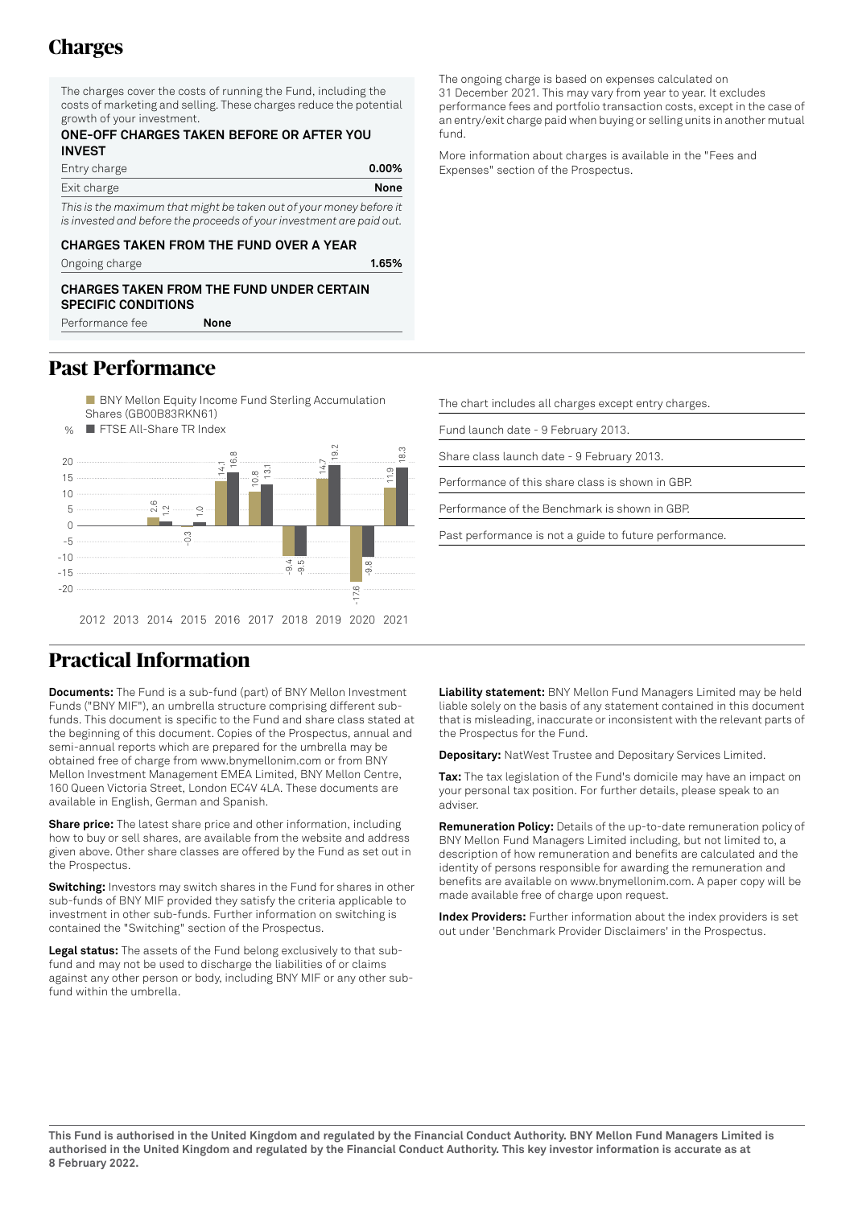## Charges

The charges cover the costs of running the Fund, including the costs of marketing and selling. These charges reduce the potential growth of your investment.

| ONE-OFF CHARGES TAKEN BEFORE OR AFTER YOU INVEST | |
|---|---|
| Entry charge | **0.00%** |
| Exit charge | **None** |

*This is the maximum that might be taken out of your money before it is invested and before the proceeds of your investment are paid out.*

| CHARGES TAKEN FROM THE FUND OVER A YEAR | |
|---|---|
| Ongoing charge | **1.65%** |

| CHARGES TAKEN FROM THE FUND UNDER CERTAIN SPECIFIC CONDITIONS | |
|---|---|
| Performance fee | **None** |

The ongoing charge is based on expenses calculated on 31 December 2021. This may vary from year to year. It excludes performance fees and portfolio transaction costs, except in the case of an entry/exit charge paid when buying or selling units in another mutual fund.

More information about charges is available in the "Fees and Expenses" section of the Prospectus.

## Past Performance

BNY Mellon Equity Income Fund Sterling Accumulation Shares (GB00B83RKN61)
FTSE All-Share TR Index

%
20
15
10
5
0
-5
-10
-15
-20

2.6 1.2
-0.3 1.0
14.1 16.8
10.8 13.1
-9.4 -9.5
14.7 19.2
-17.6 -9.8
11.9 18.3

2012 2013 2014 2015 2016 2017 2018 2019 2020 2021

The chart includes all charges except entry charges.

Fund launch date - 9 February 2013.

Share class launch date - 9 February 2013.

Performance of this share class is shown in GBP.

Performance of the Benchmark is shown in GBP.

Past performance is not a guide to future performance.

## Practical Information

**Documents:** The Fund is a sub-fund (part) of BNY Mellon Investment Funds ("BNY MIF"), an umbrella structure comprising different sub-funds. This document is specific to the Fund and share class stated at the beginning of this document. Copies of the Prospectus, annual and semi-annual reports which are prepared for the umbrella may be obtained free of charge from www.bnymellonim.com or from BNY Mellon Investment Management EMEA Limited, BNY Mellon Centre, 160 Queen Victoria Street, London EC4V 4LA. These documents are available in English, German and Spanish.

**Share price:** The latest share price and other information, including how to buy or sell shares, are available from the website and address given above. Other share classes are offered by the Fund as set out in the Prospectus.

**Switching:** Investors may switch shares in the Fund for shares in other sub-funds of BNY MIF provided they satisfy the criteria applicable to investment in other sub-funds. Further information on switching is contained the "Switching" section of the Prospectus.

**Legal status:** The assets of the Fund belong exclusively to that sub-fund and may not be used to discharge the liabilities of or claims against any other person or body, including BNY MIF or any other sub-fund within the umbrella.

**Liability statement:** BNY Mellon Fund Managers Limited may be held liable solely on the basis of any statement contained in this document that is misleading, inaccurate or inconsistent with the relevant parts of the Prospectus for the Fund.

**Depositary:** NatWest Trustee and Depositary Services Limited.

**Tax:** The tax legislation of the Fund's domicile may have an impact on your personal tax position. For further details, please speak to an adviser.

**Remuneration Policy:** Details of the up-to-date remuneration policy of BNY Mellon Fund Managers Limited including, but not limited to, a description of how remuneration and benefits are calculated and the identity of persons responsible for awarding the remuneration and benefits are available on www.bnymellonim.com. A paper copy will be made available free of charge upon request.

**Index Providers:** Further information about the index providers is set out under 'Benchmark Provider Disclaimers' in the Prospectus.

**This Fund is authorised in the United Kingdom and regulated by the Financial Conduct Authority. BNY Mellon Fund Managers Limited is authorised in the United Kingdom and regulated by the Financial Conduct Authority. This key investor information is accurate as at 8 February 2022.**